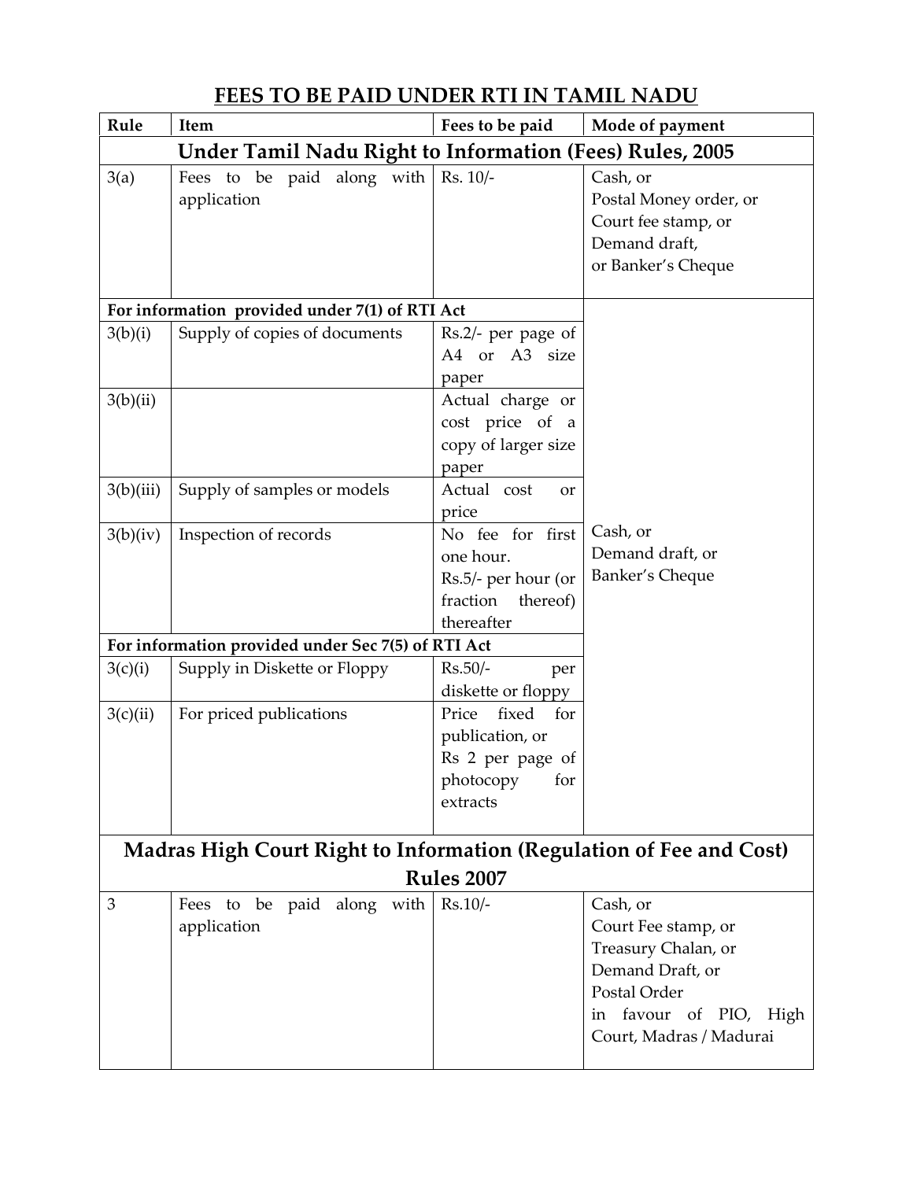# FEES TO BE PAID UNDER RTI IN TAMIL NADU

| Rule | Item | Fees to be paid | Mode of payment |
|---|---|---|---|
| **Under Tamil Nadu Right to Information (Fees) Rules, 2005** | | | |
| 3(a) | Fees to be paid along with application | Rs. 10/- | Cash, or Postal Money order, or Court fee stamp, or Demand draft, or Banker's Cheque |
| **For information provided under 7(1) of RTI Act** | | | Cash, or Demand draft, or Banker's Cheque |
| 3(b)(i) | Supply of copies of documents | Rs.2/- per page of A4 or A3 size paper | |
| 3(b)(ii) | | Actual charge or cost price of a copy of larger size paper | |
| 3(b)(iii) | Supply of samples or models | Actual cost or price | |
| 3(b)(iv) | Inspection of records | No fee for first one hour. Rs.5/- per hour (or fraction thereof) thereafter | |
| **For information provided under Sec 7(5) of RTI Act** | | | |
| 3(c)(i) | Supply in Diskette or Floppy | Rs.50/- per diskette or floppy | |
| 3(c)(ii) | For priced publications | Price fixed for publication, or Rs 2 per page of photocopy for extracts | |
| **Madras High Court Right to Information (Regulation of Fee and Cost) Rules 2007** | | | |
| 3 | Fees to be paid along with application | Rs.10/- | Cash, or Court Fee stamp, or Treasury Chalan, or Demand Draft, or Postal Order in favour of PIO, High Court, Madras / Madurai |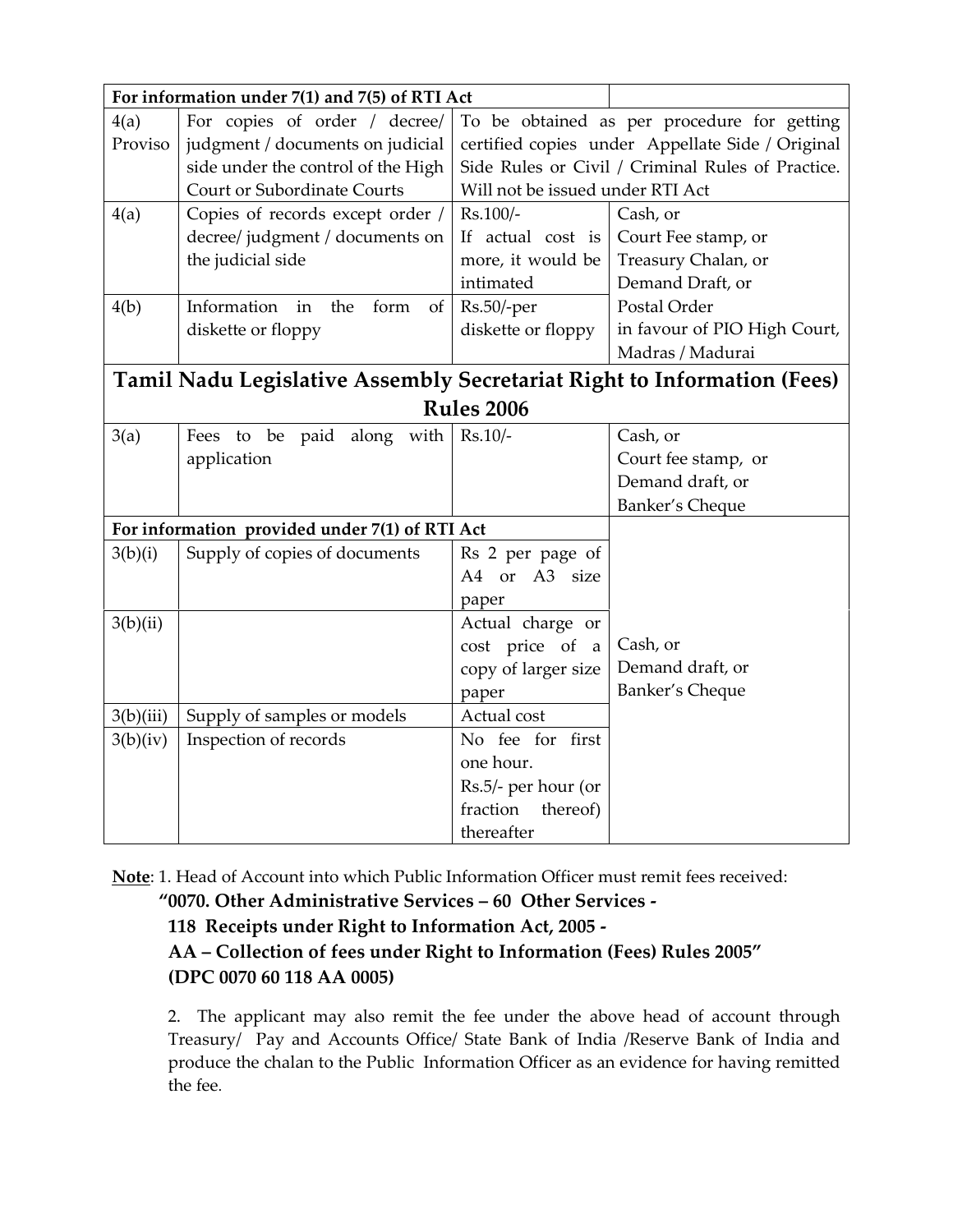| | | | |
|---|---|---|---|
| **For information under 7(1) and 7(5) of RTI Act** | | | |
| 4(a) Proviso | For copies of order / decree/ judgment / documents on judicial side under the control of the High Court or Subordinate Courts | To be obtained as per procedure for getting certified copies under Appellate Side / Original Side Rules or Civil / Criminal Rules of Practice. Will not be issued under RTI Act | |
| 4(a) | Copies of records except order / decree/ judgment / documents on the judicial side | Rs.100/- If actual cost is more, it would be intimated | Cash, or Court Fee stamp, or Treasury Chalan, or Demand Draft, or Postal Order in favour of PIO High Court, Madras / Madurai |
| 4(b) | Information in the form of diskette or floppy | Rs.50/-per diskette or floppy | |

## Tamil Nadu Legislative Assembly Secretariat Right to Information (Fees) Rules 2006

| | | | |
|---|---|---|---|
| 3(a) | Fees to be paid along with application | Rs.10/- | Cash, or Court fee stamp, or Demand draft, or Banker's Cheque |
| **For information provided under 7(1) of RTI Act** | | | |
| 3(b)(i) | Supply of copies of documents | Rs 2 per page of A4 or A3 size paper | Cash, or Demand draft, or Banker's Cheque |
| 3(b)(ii) | | Actual charge or cost price of a copy of larger size paper | |
| 3(b)(iii) | Supply of samples or models | Actual cost | |
| 3(b)(iv) | Inspection of records | No fee for first one hour. Rs.5/- per hour (or fraction thereof) thereafter | |

**Note**: 1. Head of Account into which Public Information Officer must remit fees received:

**"0070. Other Administrative Services – 60 Other Services - 118 Receipts under Right to Information Act, 2005 - AA – Collection of fees under Right to Information (Fees) Rules 2005" (DPC 0070 60 118 AA 0005)**

2. The applicant may also remit the fee under the above head of account through Treasury/ Pay and Accounts Office/ State Bank of India /Reserve Bank of India and produce the chalan to the Public Information Officer as an evidence for having remitted the fee.